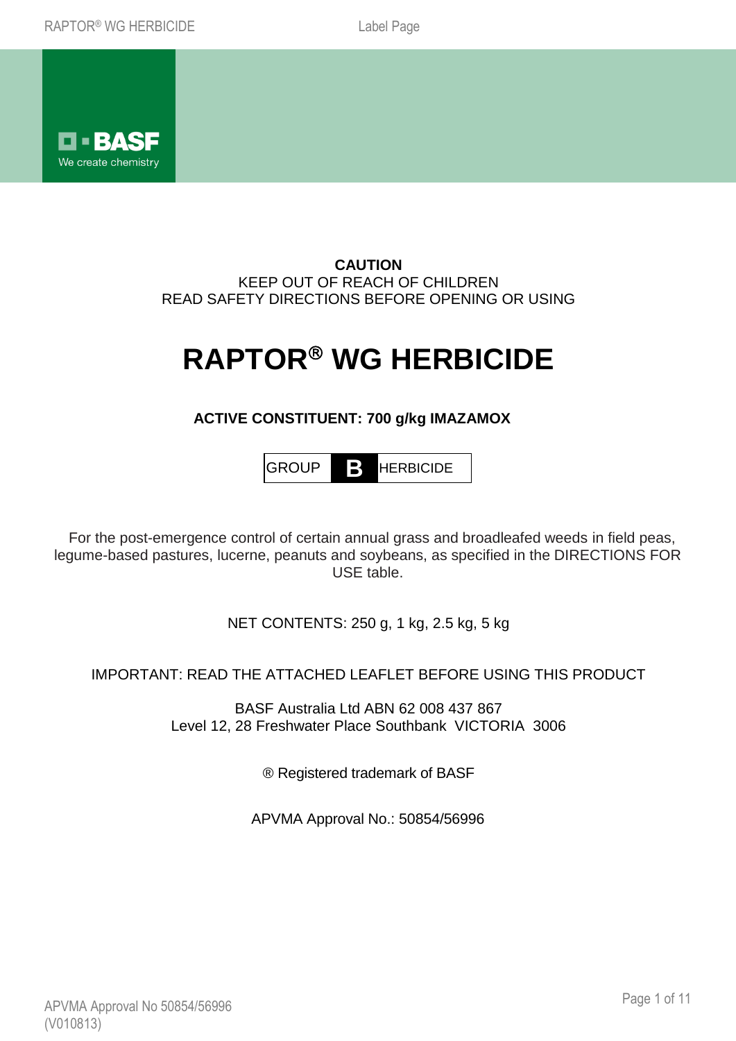**CAUTION**
KEEP OUT OF REACH OF CHILDREN
READ SAFETY DIRECTIONS BEFORE OPENING OR USING

# RAPTOR® WG HERBICIDE

**ACTIVE CONSTITUENT: 700 g/kg IMAZAMOX**

| GROUP | **B** | HERBICIDE |
|---|---|---|

For the post-emergence control of certain annual grass and broadleafed weeds in field peas, legume-based pastures, lucerne, peanuts and soybeans, as specified in the DIRECTIONS FOR USE table.

NET CONTENTS: 250 g, 1 kg, 2.5 kg, 5 kg

IMPORTANT: READ THE ATTACHED LEAFLET BEFORE USING THIS PRODUCT

BASF Australia Ltd ABN 62 008 437 867
Level 12, 28 Freshwater Place Southbank VICTORIA 3006

® Registered trademark of BASF

APVMA Approval No.: 50854/56996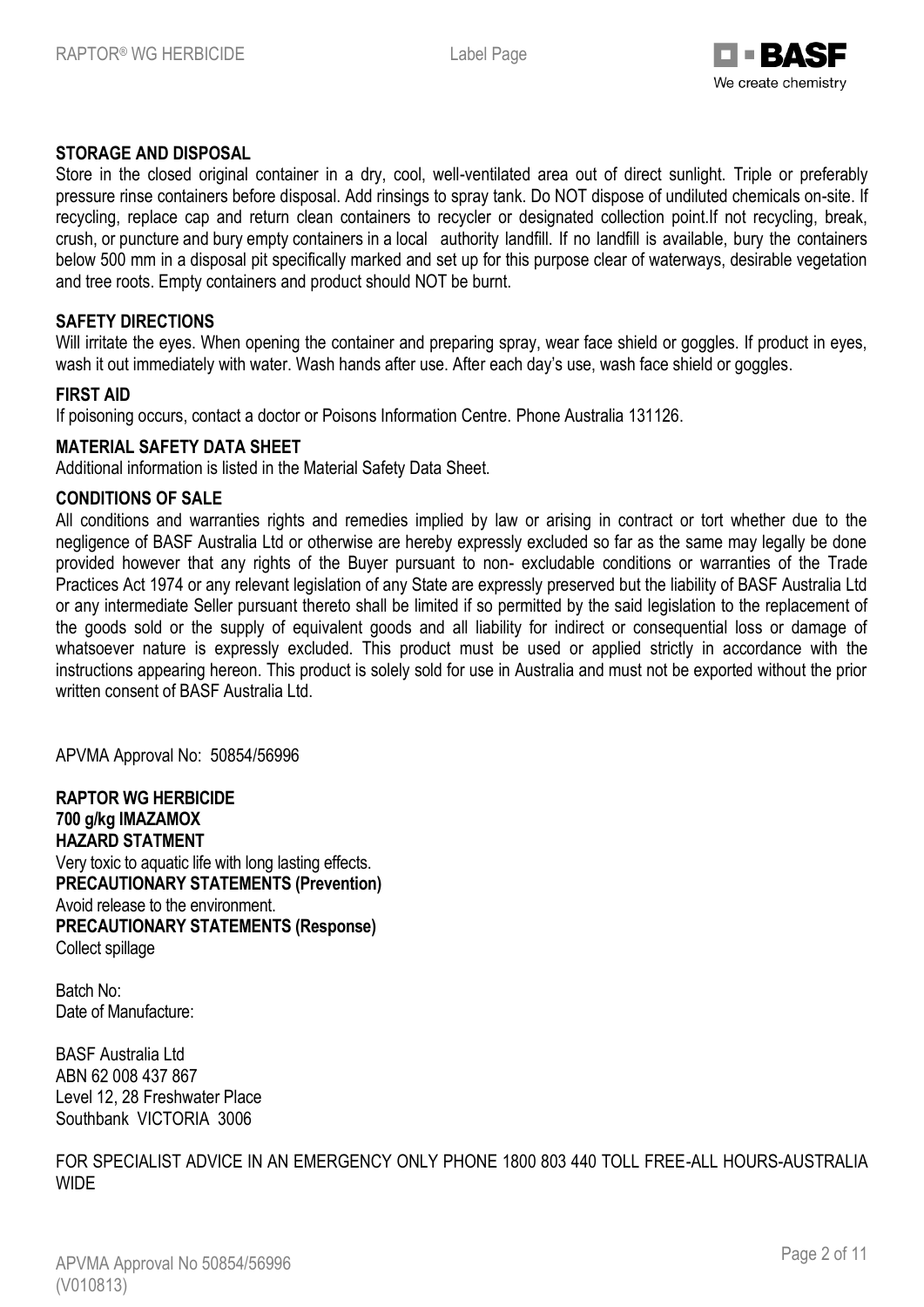## STORAGE AND DISPOSAL

Store in the closed original container in a dry, cool, well-ventilated area out of direct sunlight. Triple or preferably pressure rinse containers before disposal. Add rinsings to spray tank. Do NOT dispose of undiluted chemicals on-site. If recycling, replace cap and return clean containers to recycler or designated collection point.If not recycling, break, crush, or puncture and bury empty containers in a local authority landfill. If no landfill is available, bury the containers below 500 mm in a disposal pit specifically marked and set up for this purpose clear of waterways, desirable vegetation and tree roots. Empty containers and product should NOT be burnt.

## SAFETY DIRECTIONS

Will irritate the eyes. When opening the container and preparing spray, wear face shield or goggles. If product in eyes, wash it out immediately with water. Wash hands after use. After each day's use, wash face shield or goggles.

## FIRST AID

If poisoning occurs, contact a doctor or Poisons Information Centre. Phone Australia 131126.

## MATERIAL SAFETY DATA SHEET

Additional information is listed in the Material Safety Data Sheet.

## CONDITIONS OF SALE

All conditions and warranties rights and remedies implied by law or arising in contract or tort whether due to the negligence of BASF Australia Ltd or otherwise are hereby expressly excluded so far as the same may legally be done provided however that any rights of the Buyer pursuant to non- excludable conditions or warranties of the Trade Practices Act 1974 or any relevant legislation of any State are expressly preserved but the liability of BASF Australia Ltd or any intermediate Seller pursuant thereto shall be limited if so permitted by the said legislation to the replacement of the goods sold or the supply of equivalent goods and all liability for indirect or consequential loss or damage of whatsoever nature is expressly excluded. This product must be used or applied strictly in accordance with the instructions appearing hereon. This product is solely sold for use in Australia and must not be exported without the prior written consent of BASF Australia Ltd.

APVMA Approval No: 50854/56996

**RAPTOR WG HERBICIDE**
**700 g/kg IMAZAMOX**
**HAZARD STATMENT**
Very toxic to aquatic life with long lasting effects.
**PRECAUTIONARY STATEMENTS (Prevention)**
Avoid release to the environment.
**PRECAUTIONARY STATEMENTS (Response)**
Collect spillage

Batch No:
Date of Manufacture:

BASF Australia Ltd
ABN 62 008 437 867
Level 12, 28 Freshwater Place
Southbank VICTORIA 3006

FOR SPECIALIST ADVICE IN AN EMERGENCY ONLY PHONE 1800 803 440 TOLL FREE-ALL HOURS-AUSTRALIA WIDE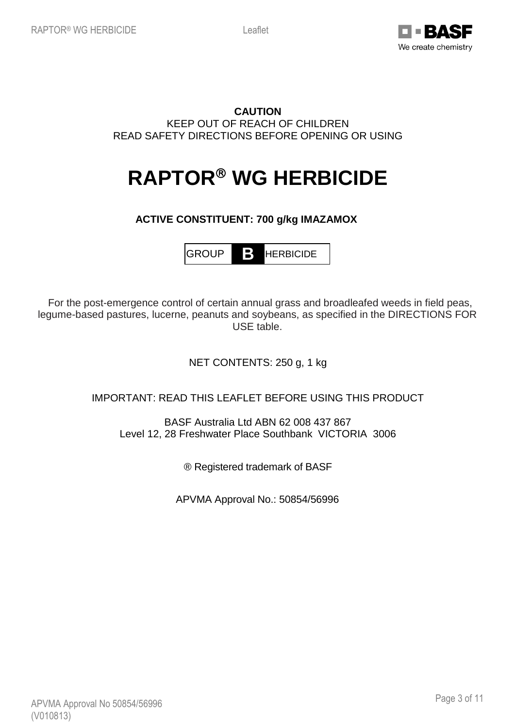**CAUTION**
KEEP OUT OF REACH OF CHILDREN
READ SAFETY DIRECTIONS BEFORE OPENING OR USING

# RAPTOR® WG HERBICIDE

**ACTIVE CONSTITUENT: 700 g/kg IMAZAMOX**

| GROUP | **B** | HERBICIDE |
|---|---|---|

For the post-emergence control of certain annual grass and broadleafed weeds in field peas, legume-based pastures, lucerne, peanuts and soybeans, as specified in the DIRECTIONS FOR USE table.

NET CONTENTS: 250 g, 1 kg

IMPORTANT: READ THIS LEAFLET BEFORE USING THIS PRODUCT

BASF Australia Ltd ABN 62 008 437 867
Level 12, 28 Freshwater Place Southbank VICTORIA 3006

® Registered trademark of BASF

APVMA Approval No.: 50854/56996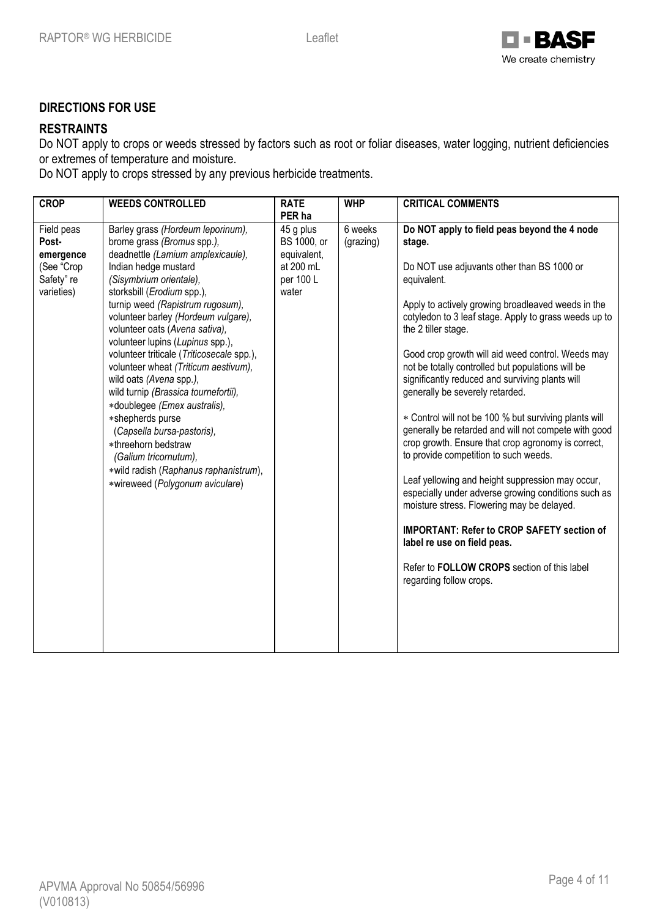## DIRECTIONS FOR USE

### RESTRAINTS

Do NOT apply to crops or weeds stressed by factors such as root or foliar diseases, water logging, nutrient deficiencies or extremes of temperature and moisture.

Do NOT apply to crops stressed by any previous herbicide treatments.

| CROP | WEEDS CONTROLLED | RATE PER ha | WHP | CRITICAL COMMENTS |
|---|---|---|---|---|
| Field peas **Post-emergence** (See "Crop Safety" re varieties) | Barley grass *(Hordeum leporinum)*, brome grass *(Bromus* spp.*)*, deadnettle *(Lamium amplexicaule)*, Indian hedge mustard *(Sisymbrium orientale)*, storksbill (*Erodium* spp.), turnip weed *(Rapistrum rugosum)*, volunteer barley *(Hordeum vulgare)*, volunteer oats (*Avena sativa),* volunteer lupins (*Lupinus* spp.), volunteer triticale (*Triticosecale* spp.), volunteer wheat *(Triticum aestivum)*, wild oats *(Avena* spp.*)*, wild turnip *(Brassica tournefortii)*, ∗doublegee *(Emex australis)*, ∗shepherds purse (*Capsella bursa-pastoris)*, ∗threehorn bedstraw *(Galium tricornutum)*, ∗wild radish (*Raphanus raphanistrum*), ∗wireweed (*Polygonum aviculare*) | 45 g plus BS 1000, or equivalent, at 200 mL per 100 L water | 6 weeks (grazing) | **Do NOT apply to field peas beyond the 4 node stage.**<br><br>Do NOT use adjuvants other than BS 1000 or equivalent.<br><br>Apply to actively growing broadleaved weeds in the cotyledon to 3 leaf stage. Apply to grass weeds up to the 2 tiller stage.<br><br>Good crop growth will aid weed control. Weeds may not be totally controlled but populations will be significantly reduced and surviving plants will generally be severely retarded.<br><br>∗ Control will not be 100 % but surviving plants will generally be retarded and will not compete with good crop growth. Ensure that crop agronomy is correct, to provide competition to such weeds.<br><br>Leaf yellowing and height suppression may occur, especially under adverse growing conditions such as moisture stress. Flowering may be delayed.<br><br>**IMPORTANT: Refer to CROP SAFETY section of label re use on field peas.**<br><br>Refer to **FOLLOW CROPS** section of this label regarding follow crops. |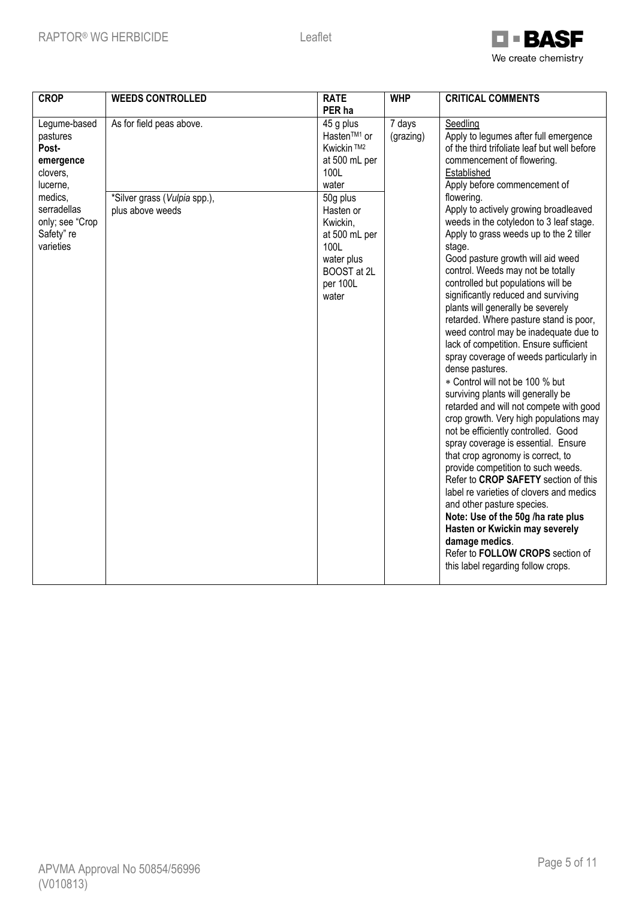| CROP | WEEDS CONTROLLED | RATE PER ha | WHP | CRITICAL COMMENTS |
|---|---|---|---|---|
| Legume-based pastures **Post-emergence** clovers, lucerne, medics, serradellas only; see "Crop Safety" re varieties | As for field peas above.<br><br>*Silver grass (*Vulpia* spp.), plus above weeds | 45 g plus Hasten™1 or Kwickin™2 at 500 mL per 100L water<br><br>50g plus Hasten or Kwickin, at 500 mL per 100L water plus BOOST at 2L per 100L water | 7 days (grazing) | <u>Seedling</u><br>Apply to legumes after full emergence of the third trifoliate leaf but well before commencement of flowering.<br><u>Established</u><br>Apply before commencement of flowering.<br>Apply to actively growing broadleaved weeds in the cotyledon to 3 leaf stage. Apply to grass weeds up to the 2 tiller stage.<br>Good pasture growth will aid weed control. Weeds may not be totally controlled but populations will be significantly reduced and surviving plants will generally be severely retarded. Where pasture stand is poor, weed control may be inadequate due to lack of competition. Ensure sufficient spray coverage of weeds particularly in dense pastures.<br>∗ Control will not be 100 % but surviving plants will generally be retarded and will not compete with good crop growth. Very high populations may not be efficiently controlled. Good spray coverage is essential. Ensure that crop agronomy is correct, to provide competition to such weeds.<br>Refer to **CROP SAFETY** section of this label re varieties of clovers and medics and other pasture species.<br>**Note: Use of the 50g /ha rate plus Hasten or Kwickin may severely damage medics**.<br>Refer to **FOLLOW CROPS** section of this label regarding follow crops. |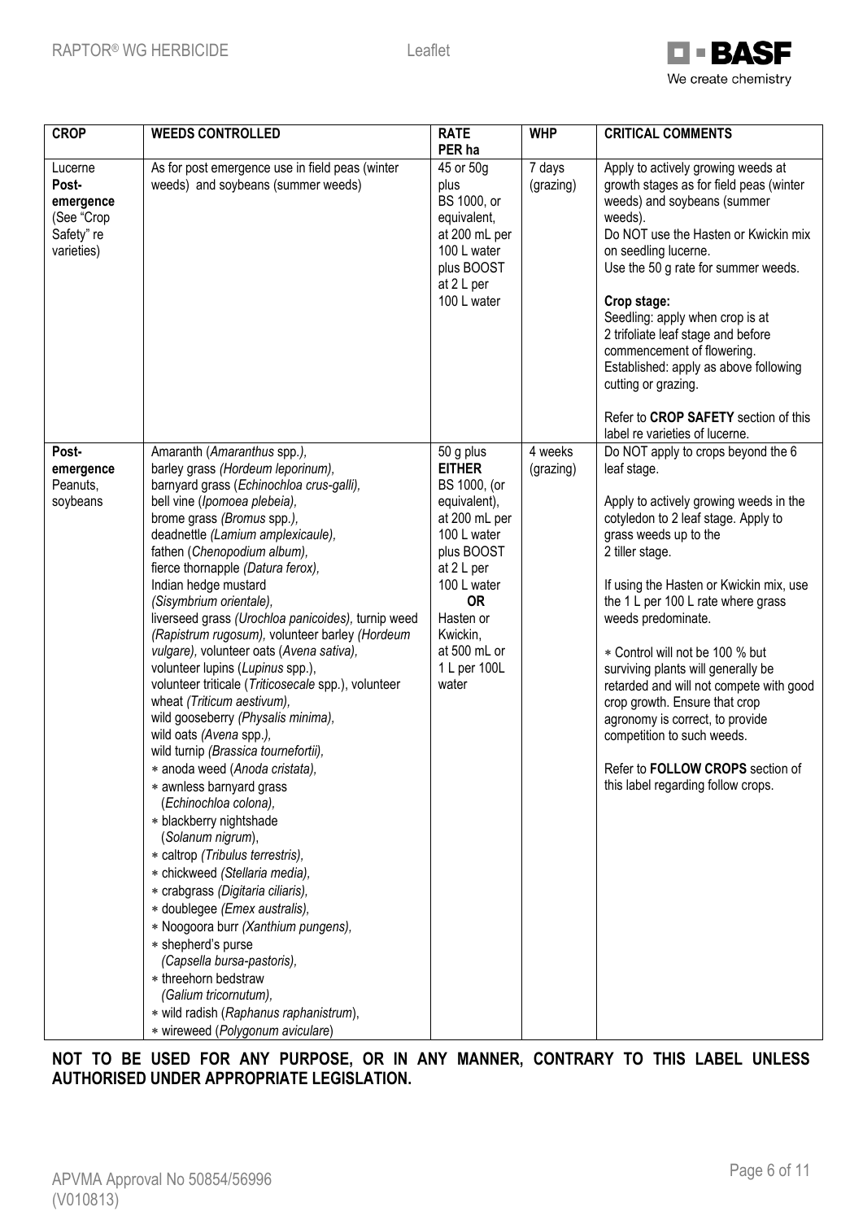| CROP | WEEDS CONTROLLED | RATE PER ha | WHP | CRITICAL COMMENTS |
|---|---|---|---|---|
| Lucerne **Post-emergence** (See "Crop Safety" re varieties) | As for post emergence use in field peas (winter weeds) and soybeans (summer weeds) | 45 or 50g plus BS 1000, or equivalent, at 200 mL per 100 L water plus BOOST at 2 L per 100 L water | 7 days (grazing) | Apply to actively growing weeds at growth stages as for field peas (winter weeds) and soybeans (summer weeds).<br>Do NOT use the Hasten or Kwickin mix on seedling lucerne.<br>Use the 50 g rate for summer weeds.<br><br>**Crop stage:**<br>Seedling: apply when crop is at 2 trifoliate leaf stage and before commencement of flowering.<br>Established: apply as above following cutting or grazing.<br><br>Refer to **CROP SAFETY** section of this label re varieties of lucerne. |
| **Post-emergence** Peanuts, soybeans | Amaranth (*Amaranthus* spp.),<br>barley grass *(Hordeum leporinum)*,<br>barnyard grass (*Echinochloa crus-galli)*,<br>bell vine (*Ipomoea plebeia)*,<br>brome grass *(Bromus* spp.*)*,<br>deadnettle *(Lamium amplexicaule)*,<br>fathen (*Chenopodium album)*,<br>fierce thornapple *(Datura ferox)*,<br>Indian hedge mustard *(Sisymbrium orientale)*,<br>liverseed grass *(Urochloa panicoides)*, turnip weed *(Rapistrum rugosum)*, volunteer barley *(Hordeum vulgare)*, volunteer oats (*Avena sativa)*,<br>volunteer lupins (*Lupinus* spp.),<br>volunteer triticale (*Triticosecale* spp.), volunteer wheat *(Triticum aestivum)*,<br>wild gooseberry *(Physalis minima)*,<br>wild oats *(Avena* spp.*)*,<br>wild turnip *(Brassica tournefortii)*,<br>∗ anoda weed (*Anoda cristata)*,<br>∗ awnless barnyard grass (*Echinochloa colona)*,<br>∗ blackberry nightshade (*Solanum nigrum*),<br>∗ caltrop *(Tribulus terrestris)*,<br>∗ chickweed *(Stellaria media)*,<br>∗ crabgrass *(Digitaria ciliaris)*,<br>∗ doublegee *(Emex australis)*,<br>∗ Noogoora burr *(Xanthium pungens)*,<br>∗ shepherd's purse *(Capsella bursa-pastoris)*,<br>∗ threehorn bedstraw *(Galium tricornutum)*,<br>∗ wild radish (*Raphanus raphanistrum*),<br>∗ wireweed (*Polygonum aviculare*) | 50 g plus **EITHER** BS 1000, (or equivalent), at 200 mL per 100 L water plus BOOST at 2 L per 100 L water **OR** Hasten or Kwickin, at 500 mL or 1 L per 100L water | 4 weeks (grazing) | Do NOT apply to crops beyond the 6 leaf stage.<br><br>Apply to actively growing weeds in the cotyledon to 2 leaf stage. Apply to grass weeds up to the 2 tiller stage.<br><br>If using the Hasten or Kwickin mix, use the 1 L per 100 L rate where grass weeds predominate.<br><br>∗ Control will not be 100 % but surviving plants will generally be retarded and will not compete with good crop growth. Ensure that crop agronomy is correct, to provide competition to such weeds.<br><br>Refer to **FOLLOW CROPS** section of this label regarding follow crops. |

**NOT TO BE USED FOR ANY PURPOSE, OR IN ANY MANNER, CONTRARY TO THIS LABEL UNLESS AUTHORISED UNDER APPROPRIATE LEGISLATION.**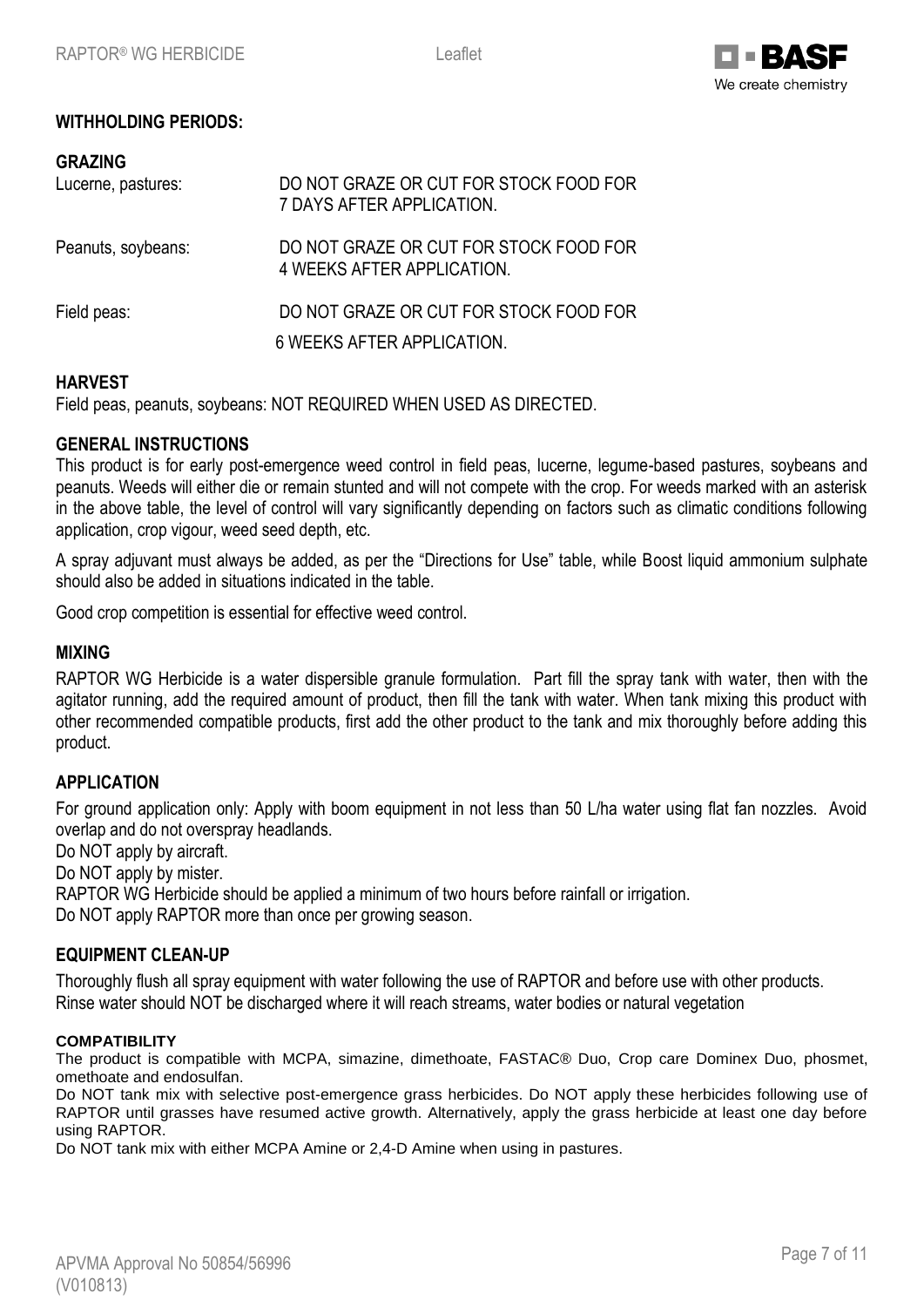## WITHHOLDING PERIODS:

### GRAZING

| | |
|---|---|
| Lucerne, pastures: | DO NOT GRAZE OR CUT FOR STOCK FOOD FOR 7 DAYS AFTER APPLICATION. |
| Peanuts, soybeans: | DO NOT GRAZE OR CUT FOR STOCK FOOD FOR 4 WEEKS AFTER APPLICATION. |
| Field peas: | DO NOT GRAZE OR CUT FOR STOCK FOOD FOR 6 WEEKS AFTER APPLICATION. |

### HARVEST

Field peas, peanuts, soybeans: NOT REQUIRED WHEN USED AS DIRECTED.

### GENERAL INSTRUCTIONS

This product is for early post-emergence weed control in field peas, lucerne, legume-based pastures, soybeans and peanuts. Weeds will either die or remain stunted and will not compete with the crop. For weeds marked with an asterisk in the above table, the level of control will vary significantly depending on factors such as climatic conditions following application, crop vigour, weed seed depth, etc.

A spray adjuvant must always be added, as per the "Directions for Use" table, while Boost liquid ammonium sulphate should also be added in situations indicated in the table.

Good crop competition is essential for effective weed control.

### MIXING

RAPTOR WG Herbicide is a water dispersible granule formulation. Part fill the spray tank with water, then with the agitator running, add the required amount of product, then fill the tank with water. When tank mixing this product with other recommended compatible products, first add the other product to the tank and mix thoroughly before adding this product.

### APPLICATION

For ground application only: Apply with boom equipment in not less than 50 L/ha water using flat fan nozzles. Avoid overlap and do not overspray headlands.

Do NOT apply by aircraft.

Do NOT apply by mister.

RAPTOR WG Herbicide should be applied a minimum of two hours before rainfall or irrigation.

Do NOT apply RAPTOR more than once per growing season.

### EQUIPMENT CLEAN-UP

Thoroughly flush all spray equipment with water following the use of RAPTOR and before use with other products.
Rinse water should NOT be discharged where it will reach streams, water bodies or natural vegetation

### COMPATIBILITY

The product is compatible with MCPA, simazine, dimethoate, FASTAC® Duo, Crop care Dominex Duo, phosmet, omethoate and endosulfan.

Do NOT tank mix with selective post-emergence grass herbicides. Do NOT apply these herbicides following use of RAPTOR until grasses have resumed active growth. Alternatively, apply the grass herbicide at least one day before using RAPTOR.

Do NOT tank mix with either MCPA Amine or 2,4-D Amine when using in pastures.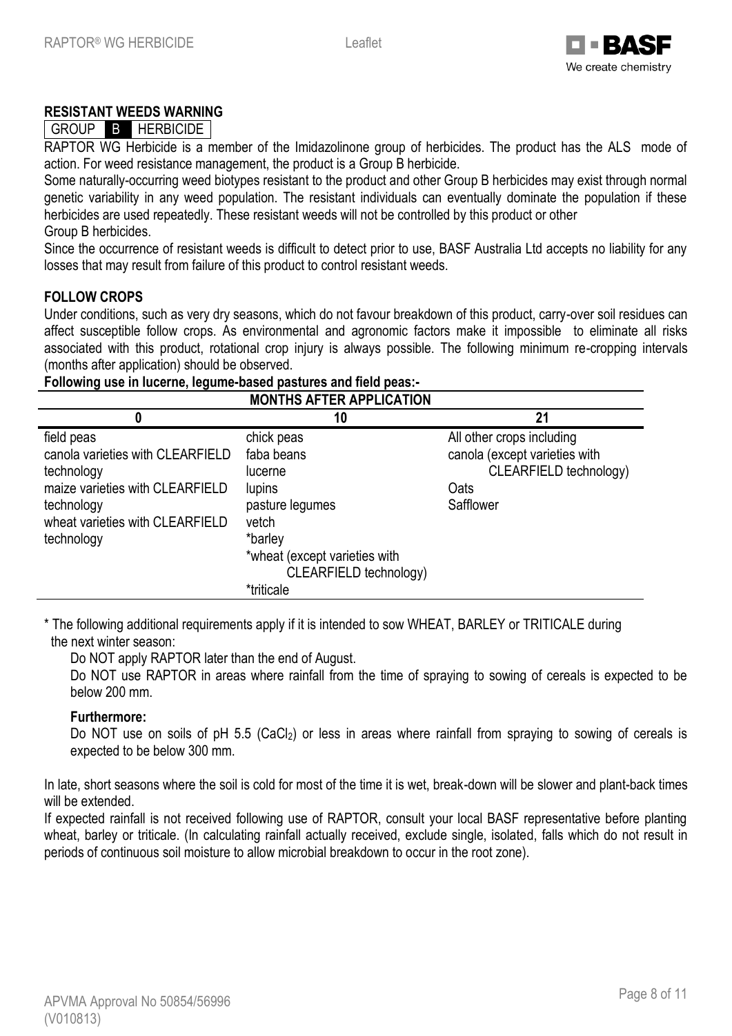## RESISTANT WEEDS WARNING

GROUP **B** HERBICIDE

RAPTOR WG Herbicide is a member of the Imidazolinone group of herbicides. The product has the ALS mode of action. For weed resistance management, the product is a Group B herbicide.

Some naturally-occurring weed biotypes resistant to the product and other Group B herbicides may exist through normal genetic variability in any weed population. The resistant individuals can eventually dominate the population if these herbicides are used repeatedly. These resistant weeds will not be controlled by this product or other Group B herbicides.

Since the occurrence of resistant weeds is difficult to detect prior to use, BASF Australia Ltd accepts no liability for any losses that may result from failure of this product to control resistant weeds.

## FOLLOW CROPS

Under conditions, such as very dry seasons, which do not favour breakdown of this product, carry-over soil residues can affect susceptible follow crops. As environmental and agronomic factors make it impossible to eliminate all risks associated with this product, rotational crop injury is always possible. The following minimum re-cropping intervals (months after application) should be observed.

**Following use in lucerne, legume-based pastures and field peas:-**

| MONTHS AFTER APPLICATION | | |
|---|---|---|
| **0** | **10** | **21** |
| field peas<br>canola varieties with CLEARFIELD technology<br>maize varieties with CLEARFIELD technology<br>wheat varieties with CLEARFIELD technology | chick peas<br>faba beans<br>lucerne<br>lupins<br>pasture legumes<br>vetch<br>*barley<br>*wheat (except varieties with CLEARFIELD technology)<br>*triticale | All other crops including<br>canola (except varieties with CLEARFIELD technology)<br>Oats<br>Safflower |

* The following additional requirements apply if it is intended to sow WHEAT, BARLEY or TRITICALE during the next winter season:

Do NOT apply RAPTOR later than the end of August.

Do NOT use RAPTOR in areas where rainfall from the time of spraying to sowing of cereals is expected to be below 200 mm.

**Furthermore:**

Do NOT use on soils of pH 5.5 ($CaCl_2$) or less in areas where rainfall from spraying to sowing of cereals is expected to be below 300 mm.

In late, short seasons where the soil is cold for most of the time it is wet, break-down will be slower and plant-back times will be extended.

If expected rainfall is not received following use of RAPTOR, consult your local BASF representative before planting wheat, barley or triticale. (In calculating rainfall actually received, exclude single, isolated, falls which do not result in periods of continuous soil moisture to allow microbial breakdown to occur in the root zone).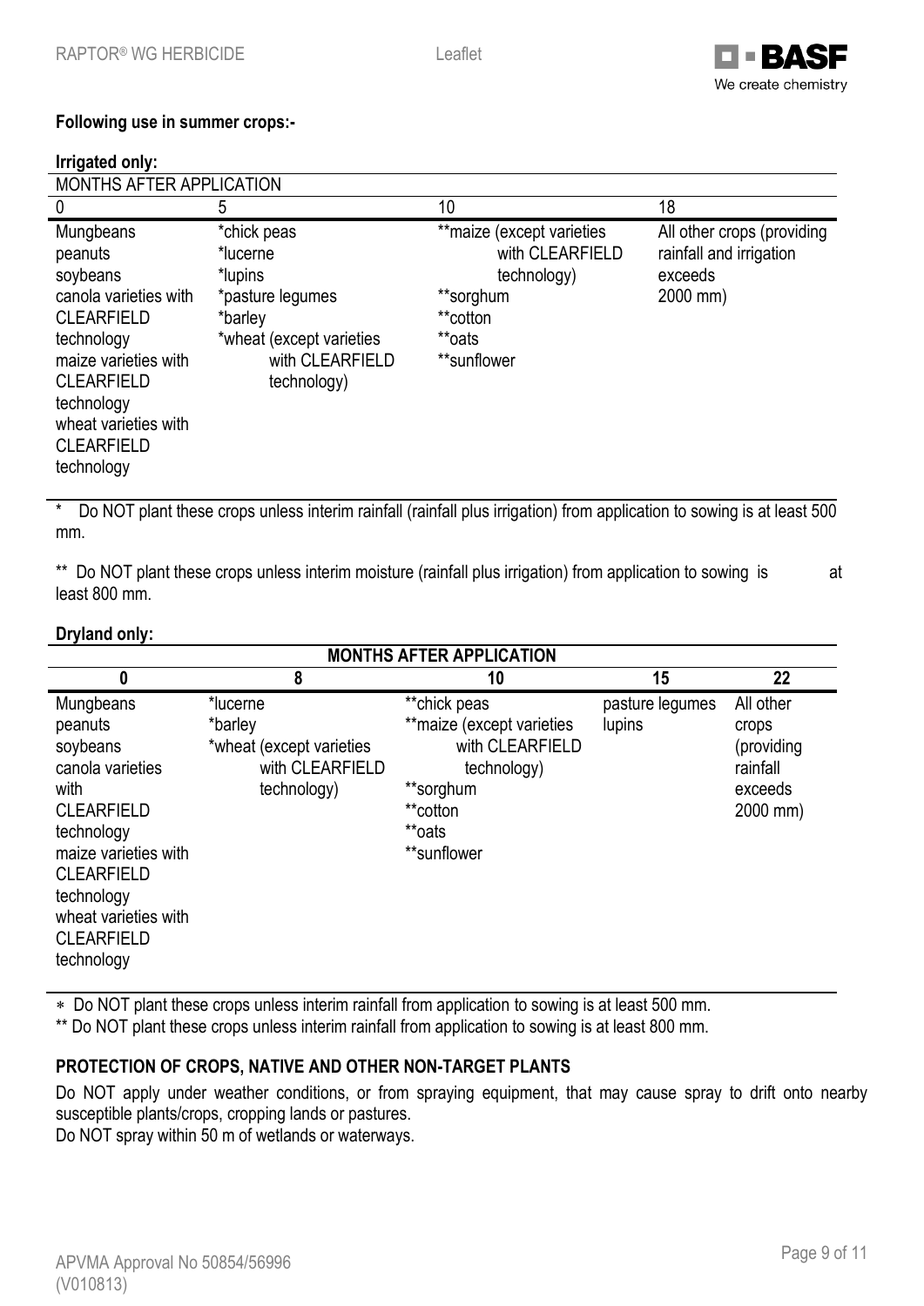**Following use in summer crops:-**

**Irrigated only:**

| MONTHS AFTER APPLICATION | | | |
|---|---|---|---|
| 0 | 5 | 10 | 18 |
| Mungbeans<br>peanuts<br>soybeans<br>canola varieties with CLEARFIELD technology<br>maize varieties with CLEARFIELD technology<br>wheat varieties with CLEARFIELD technology | *chick peas<br>*lucerne<br>*lupins<br>*pasture legumes<br>*barley<br>*wheat (except varieties with CLEARFIELD technology) | **maize (except varieties with CLEARFIELD technology)<br>**sorghum<br>**cotton<br>**oats<br>**sunflower | All other crops (providing rainfall and irrigation exceeds 2000 mm) |

\* Do NOT plant these crops unless interim rainfall (rainfall plus irrigation) from application to sowing is at least 500 mm.

\** Do NOT plant these crops unless interim moisture (rainfall plus irrigation) from application to sowing is at least 800 mm.

**Dryland only:**

| **MONTHS AFTER APPLICATION** | | | | |
|---|---|---|---|---|
| **0** | **8** | **10** | **15** | **22** |
| Mungbeans<br>peanuts<br>soybeans<br>canola varieties with CLEARFIELD technology<br>maize varieties with CLEARFIELD technology<br>wheat varieties with CLEARFIELD technology | *lucerne<br>*barley<br>*wheat (except varieties with CLEARFIELD technology) | **chick peas<br>**maize (except varieties with CLEARFIELD technology)<br>**sorghum<br>**cotton<br>**oats<br>**sunflower | pasture legumes<br>lupins | All other crops (providing rainfall exceeds 2000 mm) |

\* Do NOT plant these crops unless interim rainfall from application to sowing is at least 500 mm.

\** Do NOT plant these crops unless interim rainfall from application to sowing is at least 800 mm.

**PROTECTION OF CROPS, NATIVE AND OTHER NON-TARGET PLANTS**

Do NOT apply under weather conditions, or from spraying equipment, that may cause spray to drift onto nearby susceptible plants/crops, cropping lands or pastures.

Do NOT spray within 50 m of wetlands or waterways.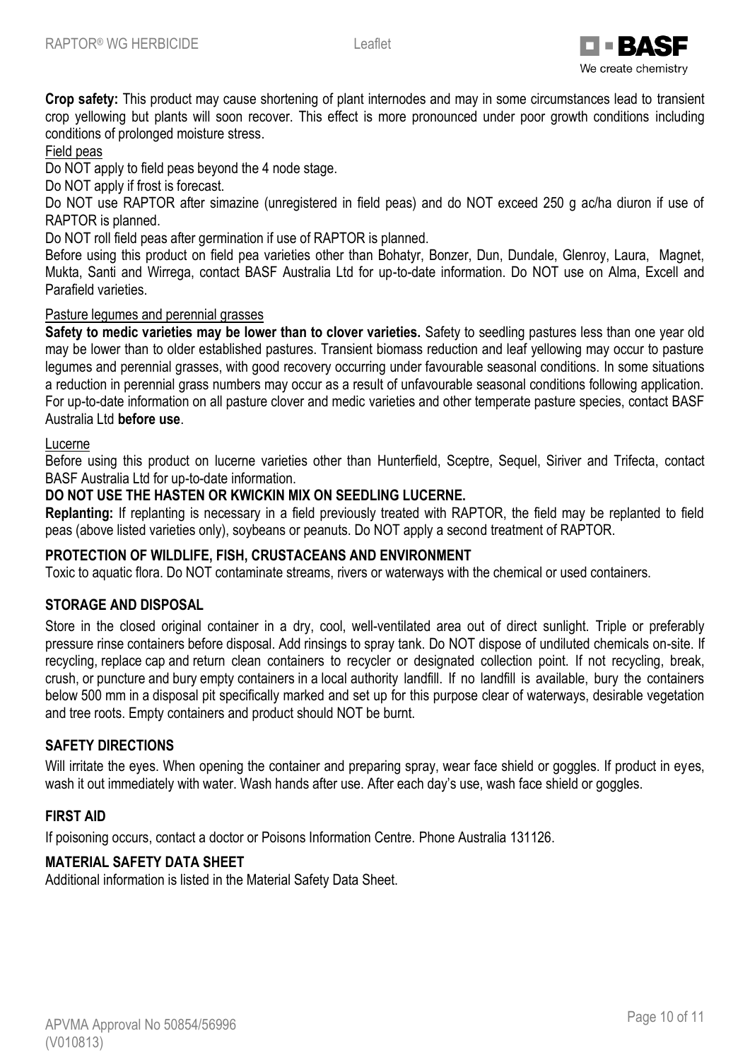**Crop safety:** This product may cause shortening of plant internodes and may in some circumstances lead to transient crop yellowing but plants will soon recover. This effect is more pronounced under poor growth conditions including conditions of prolonged moisture stress.

Field peas

Do NOT apply to field peas beyond the 4 node stage.

Do NOT apply if frost is forecast.

Do NOT use RAPTOR after simazine (unregistered in field peas) and do NOT exceed 250 g ac/ha diuron if use of RAPTOR is planned.

Do NOT roll field peas after germination if use of RAPTOR is planned.

Before using this product on field pea varieties other than Bohatyr, Bonzer, Dun, Dundale, Glenroy, Laura, Magnet, Mukta, Santi and Wirrega, contact BASF Australia Ltd for up-to-date information. Do NOT use on Alma, Excell and Parafield varieties.

Pasture legumes and perennial grasses

**Safety to medic varieties may be lower than to clover varieties.** Safety to seedling pastures less than one year old may be lower than to older established pastures. Transient biomass reduction and leaf yellowing may occur to pasture legumes and perennial grasses, with good recovery occurring under favourable seasonal conditions. In some situations a reduction in perennial grass numbers may occur as a result of unfavourable seasonal conditions following application. For up-to-date information on all pasture clover and medic varieties and other temperate pasture species, contact BASF Australia Ltd **before use**.

Lucerne

Before using this product on lucerne varieties other than Hunterfield, Sceptre, Sequel, Siriver and Trifecta, contact BASF Australia Ltd for up-to-date information.

**DO NOT USE THE HASTEN OR KWICKIN MIX ON SEEDLING LUCERNE.**

**Replanting:** If replanting is necessary in a field previously treated with RAPTOR, the field may be replanted to field peas (above listed varieties only), soybeans or peanuts. Do NOT apply a second treatment of RAPTOR.

## PROTECTION OF WILDLIFE, FISH, CRUSTACEANS AND ENVIRONMENT

Toxic to aquatic flora. Do NOT contaminate streams, rivers or waterways with the chemical or used containers.

## STORAGE AND DISPOSAL

Store in the closed original container in a dry, cool, well-ventilated area out of direct sunlight. Triple or preferably pressure rinse containers before disposal. Add rinsings to spray tank. Do NOT dispose of undiluted chemicals on-site. If recycling, replace cap and return clean containers to recycler or designated collection point. If not recycling, break, crush, or puncture and bury empty containers in a local authority landfill. If no landfill is available, bury the containers below 500 mm in a disposal pit specifically marked and set up for this purpose clear of waterways, desirable vegetation and tree roots. Empty containers and product should NOT be burnt.

## SAFETY DIRECTIONS

Will irritate the eyes. When opening the container and preparing spray, wear face shield or goggles. If product in eyes, wash it out immediately with water. Wash hands after use. After each day's use, wash face shield or goggles.

## FIRST AID

If poisoning occurs, contact a doctor or Poisons Information Centre. Phone Australia 131126.

## MATERIAL SAFETY DATA SHEET

Additional information is listed in the Material Safety Data Sheet.

APVMA Approval No 50854/56996
(V010813)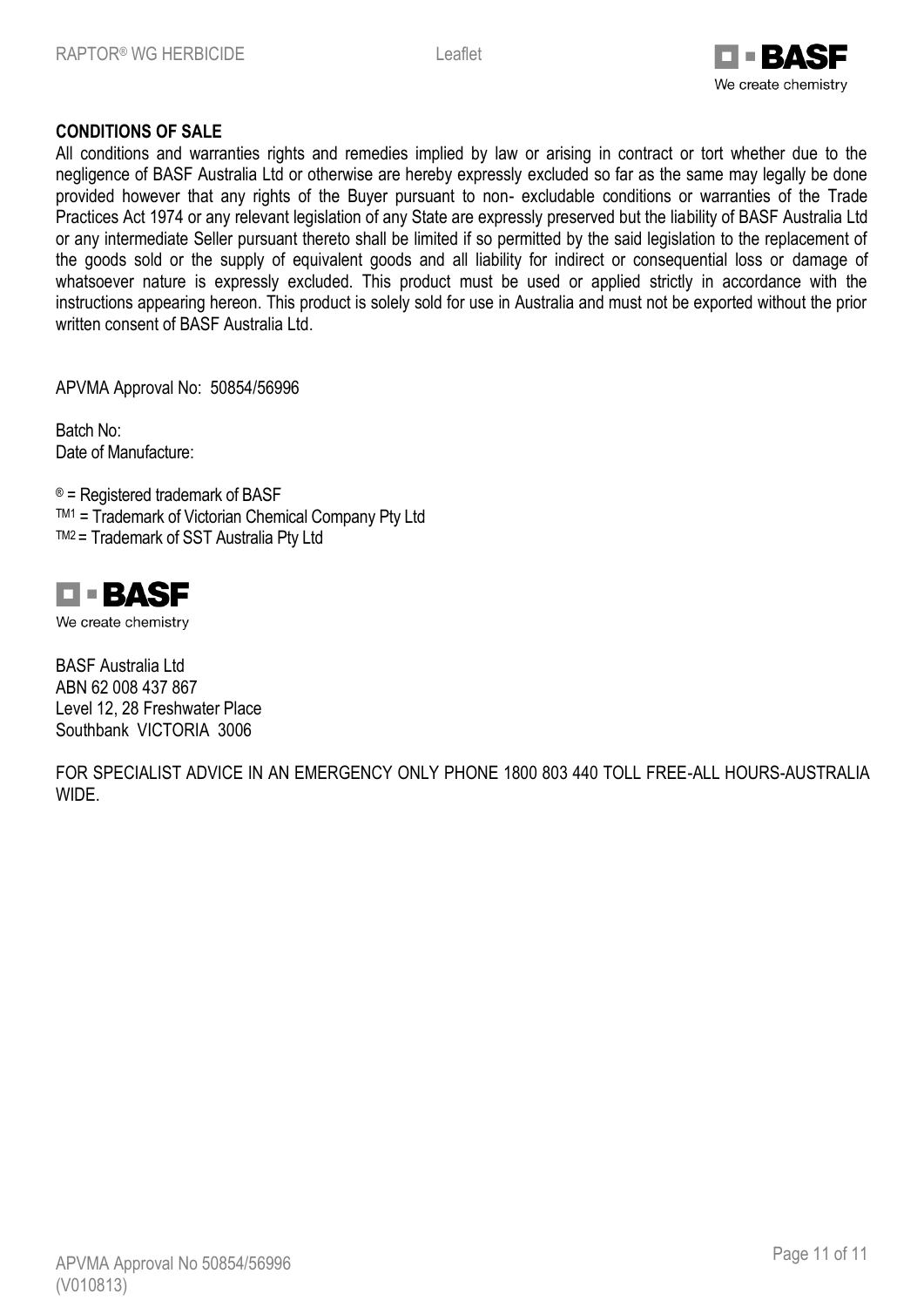## CONDITIONS OF SALE

All conditions and warranties rights and remedies implied by law or arising in contract or tort whether due to the negligence of BASF Australia Ltd or otherwise are hereby expressly excluded so far as the same may legally be done provided however that any rights of the Buyer pursuant to non- excludable conditions or warranties of the Trade Practices Act 1974 or any relevant legislation of any State are expressly preserved but the liability of BASF Australia Ltd or any intermediate Seller pursuant thereto shall be limited if so permitted by the said legislation to the replacement of the goods sold or the supply of equivalent goods and all liability for indirect or consequential loss or damage of whatsoever nature is expressly excluded. This product must be used or applied strictly in accordance with the instructions appearing hereon. This product is solely sold for use in Australia and must not be exported without the prior written consent of BASF Australia Ltd.

APVMA Approval No: 50854/56996

Batch No:
Date of Manufacture:

® = Registered trademark of BASF
TM1 = Trademark of Victorian Chemical Company Pty Ltd
TM2 = Trademark of SST Australia Pty Ltd

BASF
We create chemistry

BASF Australia Ltd
ABN 62 008 437 867
Level 12, 28 Freshwater Place
Southbank VICTORIA 3006

FOR SPECIALIST ADVICE IN AN EMERGENCY ONLY PHONE 1800 803 440 TOLL FREE-ALL HOURS-AUSTRALIA WIDE.